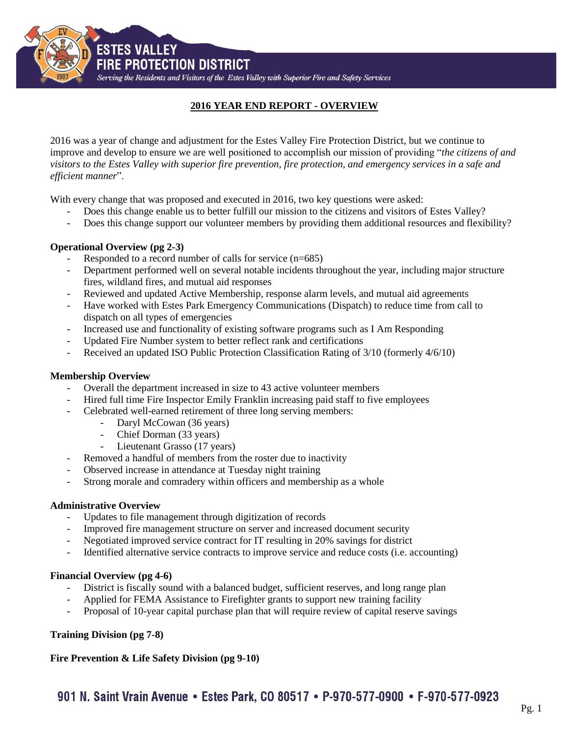# ESTES VALLEY FIRE PROTECTION DISTRICT

*Serving the Residents and Visitors of the Estes Valley with Superior Fire and Safety Services*

## 2016 YEAR END REPORT - OVERVIEW

2016 was a year of change and adjustment for the Estes Valley Fire Protection District, but we continue to improve and develop to ensure we are well positioned to accomplish our mission of providing "*the citizens of and visitors to the Estes Valley with superior fire prevention, fire protection, and emergency services in a safe and efficient manner*".

With every change that was proposed and executed in 2016, two key questions were asked:

- Does this change enable us to better fulfill our mission to the citizens and visitors of Estes Valley?
- Does this change support our volunteer members by providing them additional resources and flexibility?

**Operational Overview (pg 2-3)**

- Responded to a record number of calls for service (n=685)
- Department performed well on several notable incidents throughout the year, including major structure fires, wildland fires, and mutual aid responses
- Reviewed and updated Active Membership, response alarm levels, and mutual aid agreements
- Have worked with Estes Park Emergency Communications (Dispatch) to reduce time from call to dispatch on all types of emergencies
- Increased use and functionality of existing software programs such as I Am Responding
- Updated Fire Number system to better reflect rank and certifications
- Received an updated ISO Public Protection Classification Rating of 3/10 (formerly 4/6/10)

**Membership Overview**

- Overall the department increased in size to 43 active volunteer members
- Hired full time Fire Inspector Emily Franklin increasing paid staff to five employees
- Celebrated well-earned retirement of three long serving members:
  - Daryl McCowan (36 years)
  - Chief Dorman (33 years)
  - Lieutenant Grasso (17 years)
- Removed a handful of members from the roster due to inactivity
- Observed increase in attendance at Tuesday night training
- Strong morale and comradery within officers and membership as a whole

**Administrative Overview**

- Updates to file management through digitization of records
- Improved fire management structure on server and increased document security
- Negotiated improved service contract for IT resulting in 20% savings for district
- Identified alternative service contracts to improve service and reduce costs (i.e. accounting)

**Financial Overview (pg 4-6)**

- District is fiscally sound with a balanced budget, sufficient reserves, and long range plan
- Applied for FEMA Assistance to Firefighter grants to support new training facility
- Proposal of 10-year capital purchase plan that will require review of capital reserve savings

**Training Division (pg 7-8)**

**Fire Prevention & Life Safety Division (pg 9-10)**

901 N. Saint Vrain Avenue • Estes Park, CO 80517 • P-970-577-0900 • F-970-577-0923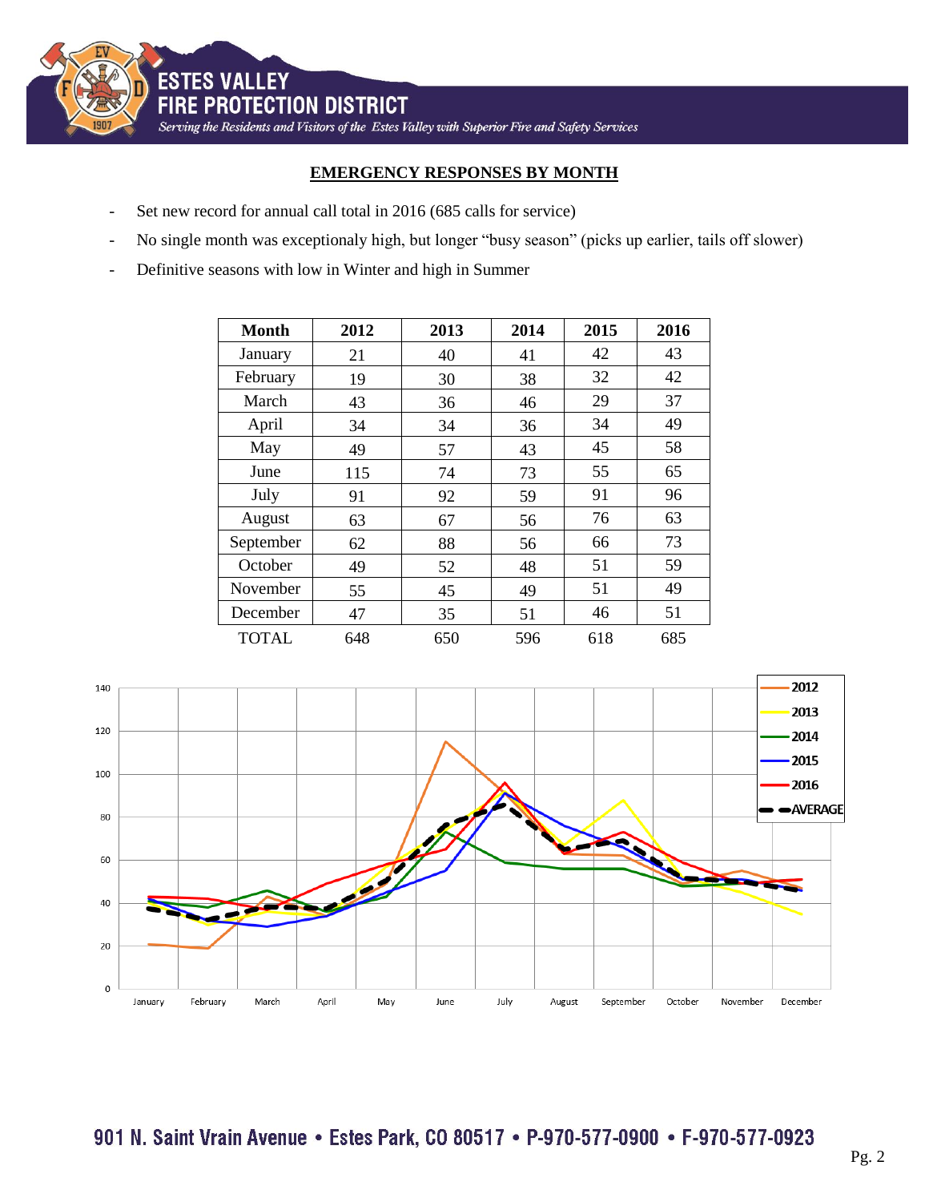## EMERGENCY RESPONSES BY MONTH

- Set new record for annual call total in 2016 (685 calls for service)
- No single month was exceptionaly high, but longer "busy season" (picks up earlier, tails off slower)
- Definitive seasons with low in Winter and high in Summer

| Month | 2012 | 2013 | 2014 | 2015 | 2016 |
|---|---|---|---|---|---|
| January | 21 | 40 | 41 | 42 | 43 |
| February | 19 | 30 | 38 | 32 | 42 |
| March | 43 | 36 | 46 | 29 | 37 |
| April | 34 | 34 | 36 | 34 | 49 |
| May | 49 | 57 | 43 | 45 | 58 |
| June | 115 | 74 | 73 | 55 | 65 |
| July | 91 | 92 | 59 | 91 | 96 |
| August | 63 | 67 | 56 | 76 | 63 |
| September | 62 | 88 | 56 | 66 | 73 |
| October | 49 | 52 | 48 | 51 | 59 |
| November | 55 | 45 | 49 | 51 | 49 |
| December | 47 | 35 | 51 | 46 | 51 |
| TOTAL | 648 | 650 | 596 | 618 | 685 |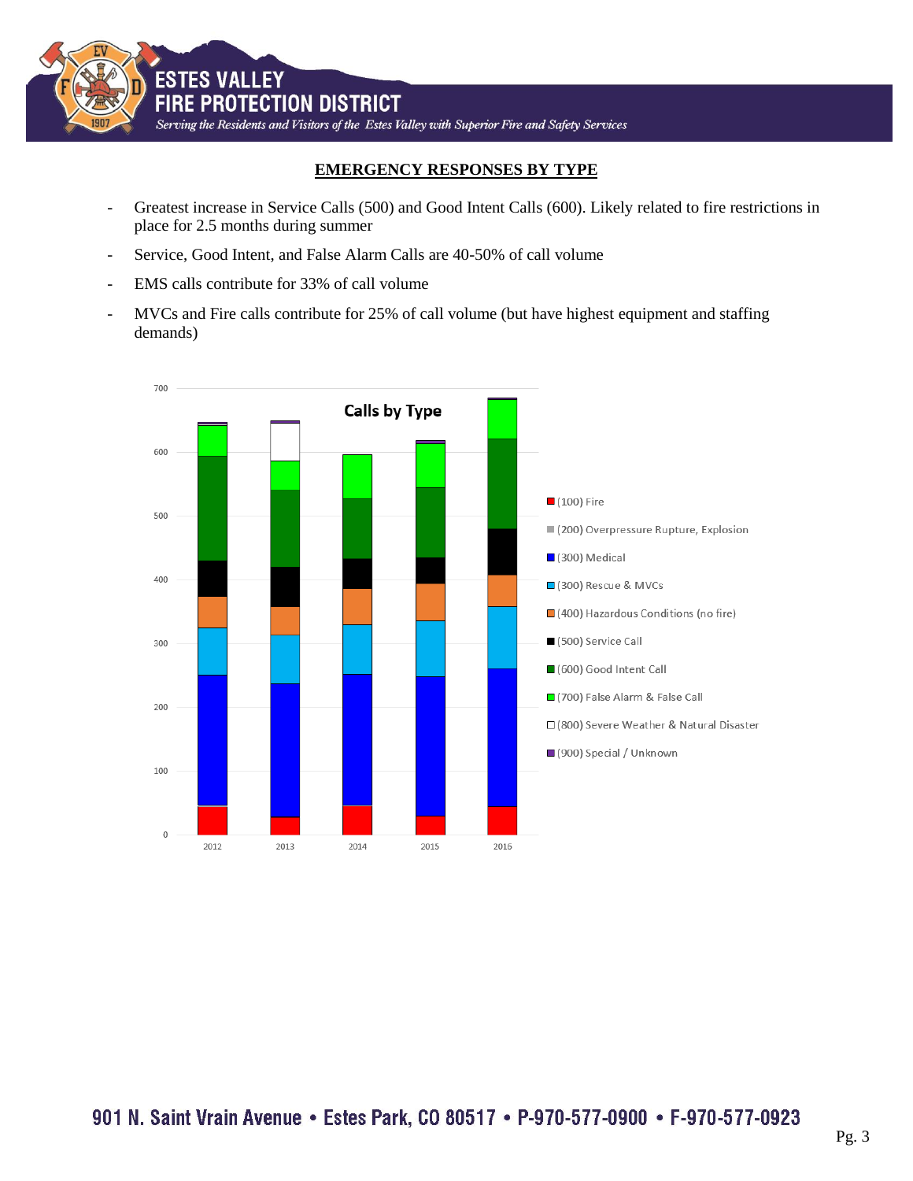## EMERGENCY RESPONSES BY TYPE

- Greatest increase in Service Calls (500) and Good Intent Calls (600). Likely related to fire restrictions in place for 2.5 months during summer
- Service, Good Intent, and False Alarm Calls are 40-50% of call volume
- EMS calls contribute for 33% of call volume
- MVCs and Fire calls contribute for 25% of call volume (but have highest equipment and staffing demands)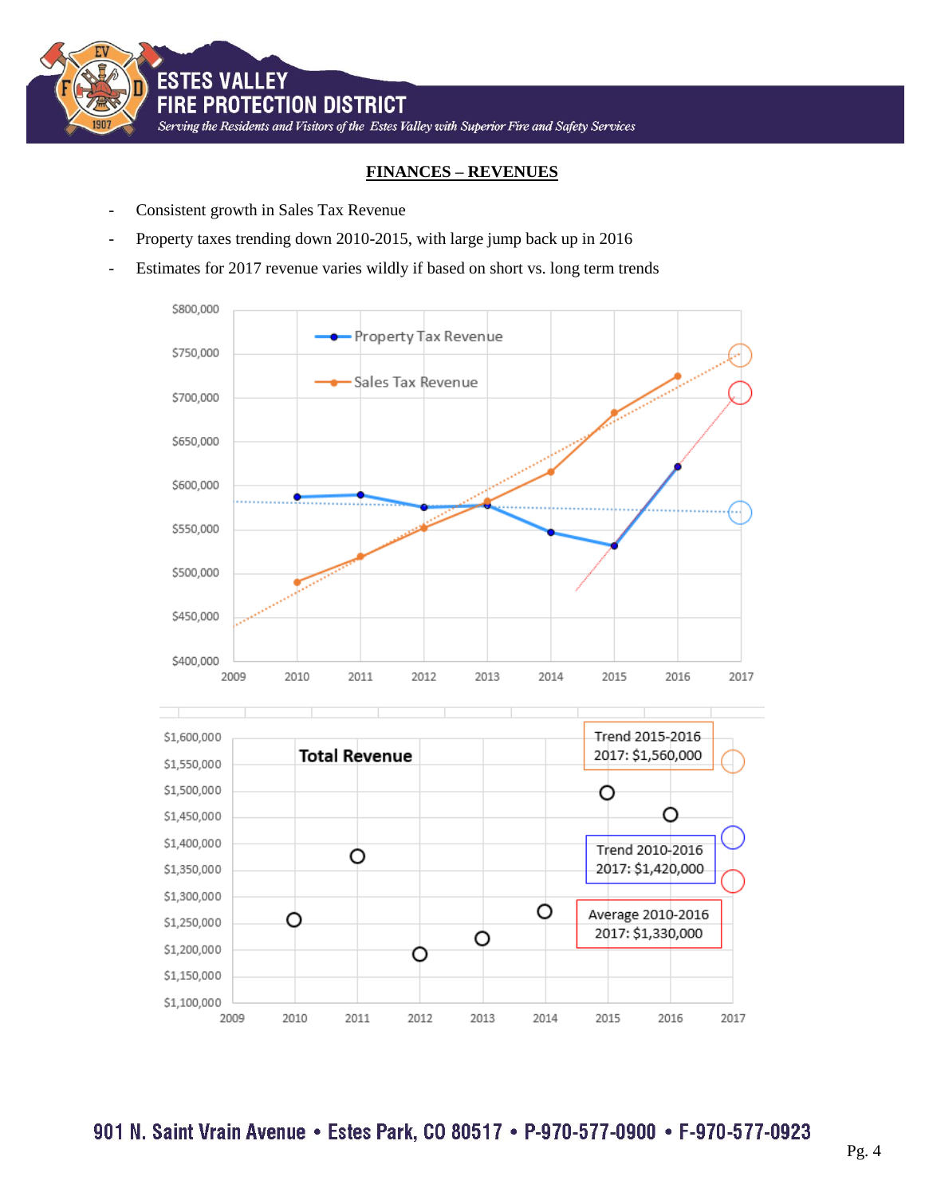## FINANCES – REVENUES

- Consistent growth in Sales Tax Revenue
- Property taxes trending down 2010-2015, with large jump back up in 2016
- Estimates for 2017 revenue varies wildly if based on short vs. long term trends

Property Tax Revenue

Sales Tax Revenue

Total Revenue

Trend 2015-2016
2017: $1,560,000

Trend 2010-2016
2017: $1,420,000

Average 2010-2016
2017: $1,330,000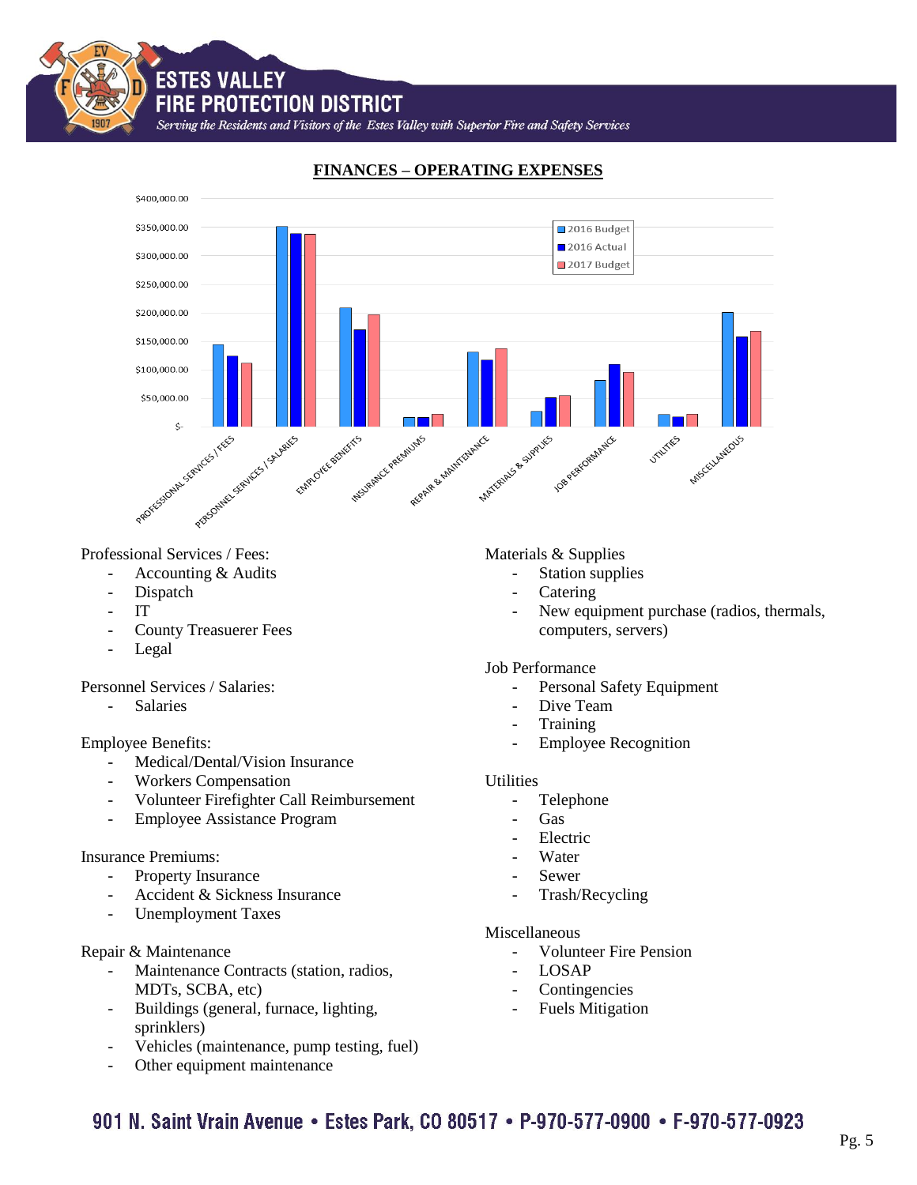## FINANCES – OPERATING EXPENSES

Professional Services / Fees:
- Accounting & Audits
- Dispatch
- IT
- County Treasuerer Fees
- Legal

Personnel Services / Salaries:
- Salaries

Employee Benefits:
- Medical/Dental/Vision Insurance
- Workers Compensation
- Volunteer Firefighter Call Reimbursement
- Employee Assistance Program

Insurance Premiums:
- Property Insurance
- Accident & Sickness Insurance
- Unemployment Taxes

Repair & Maintenance
- Maintenance Contracts (station, radios, MDTs, SCBA, etc)
- Buildings (general, furnace, lighting, sprinklers)
- Vehicles (maintenance, pump testing, fuel)
- Other equipment maintenance

Materials & Supplies
- Station supplies
- Catering
- New equipment purchase (radios, thermals, computers, servers)

Job Performance
- Personal Safety Equipment
- Dive Team
- Training
- Employee Recognition

Utilities
- Telephone
- Gas
- Electric
- Water
- Sewer
- Trash/Recycling

Miscellaneous
- Volunteer Fire Pension
- LOSAP
- Contingencies
- Fuels Mitigation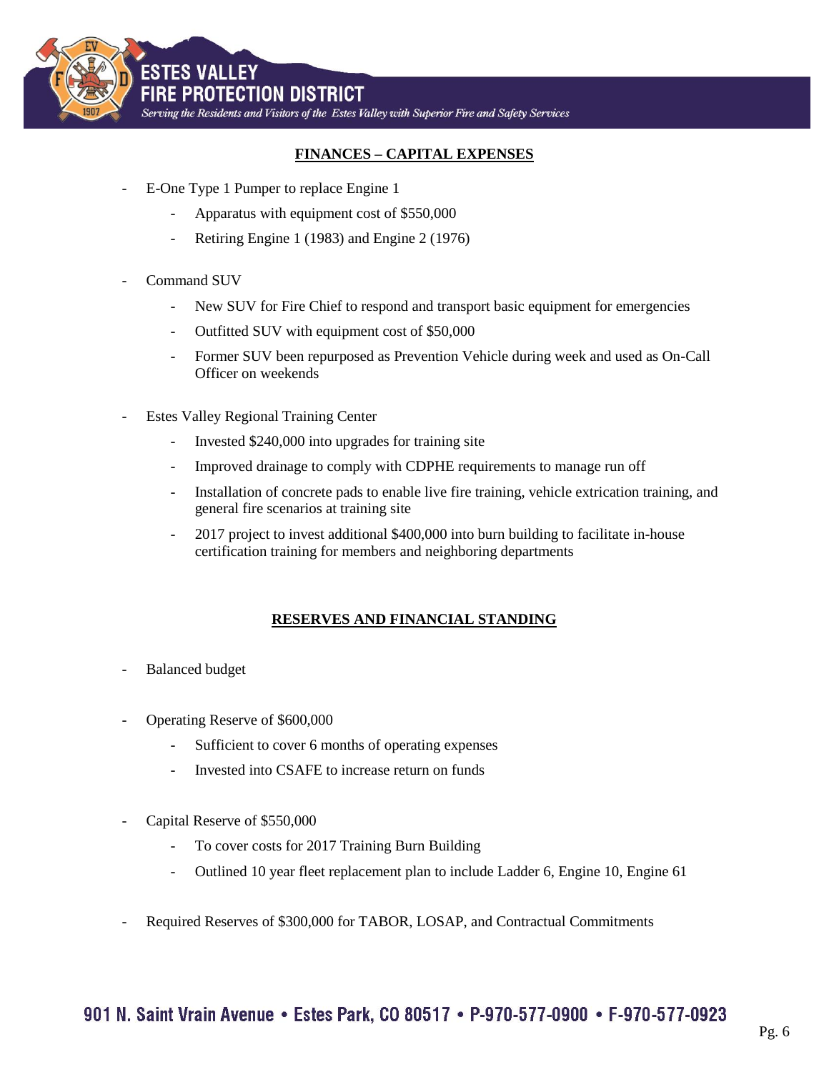## FINANCES – CAPITAL EXPENSES

- E-One Type 1 Pumper to replace Engine 1
  - Apparatus with equipment cost of $550,000
  - Retiring Engine 1 (1983) and Engine 2 (1976)

- Command SUV
  - New SUV for Fire Chief to respond and transport basic equipment for emergencies
  - Outfitted SUV with equipment cost of $50,000
  - Former SUV been repurposed as Prevention Vehicle during week and used as On-Call Officer on weekends

- Estes Valley Regional Training Center
  - Invested $240,000 into upgrades for training site
  - Improved drainage to comply with CDPHE requirements to manage run off
  - Installation of concrete pads to enable live fire training, vehicle extrication training, and general fire scenarios at training site
  - 2017 project to invest additional $400,000 into burn building to facilitate in-house certification training for members and neighboring departments

## RESERVES AND FINANCIAL STANDING

- Balanced budget

- Operating Reserve of $600,000
  - Sufficient to cover 6 months of operating expenses
  - Invested into CSAFE to increase return on funds

- Capital Reserve of $550,000
  - To cover costs for 2017 Training Burn Building
  - Outlined 10 year fleet replacement plan to include Ladder 6, Engine 10, Engine 61

- Required Reserves of $300,000 for TABOR, LOSAP, and Contractual Commitments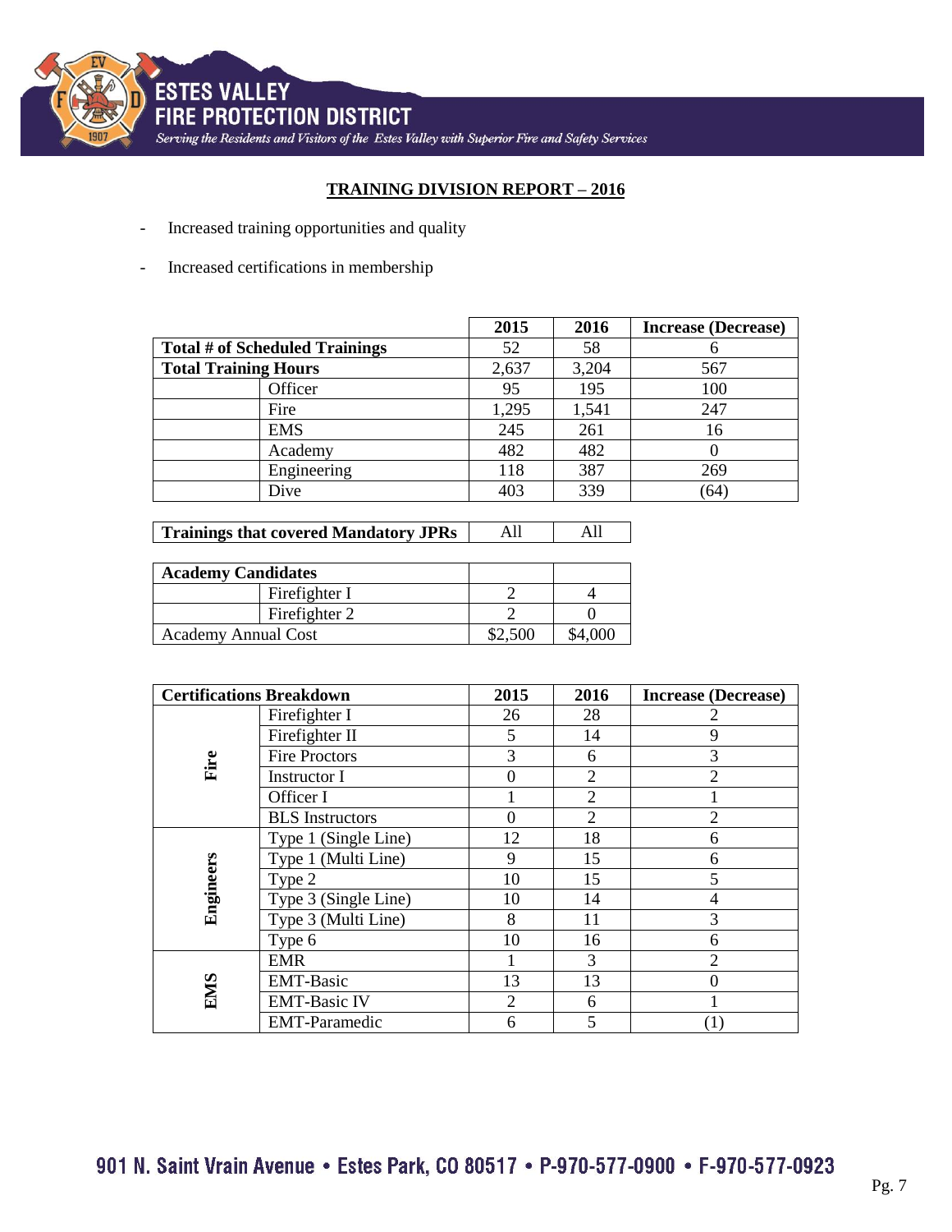## TRAINING DIVISION REPORT – 2016

- Increased training opportunities and quality
- Increased certifications in membership

| | | 2015 | 2016 | Increase (Decrease) |
|---|---|---|---|---|
| **Total # of Scheduled Trainings** | | 52 | 58 | 6 |
| **Total Training Hours** | | 2,637 | 3,204 | 567 |
| | Officer | 95 | 195 | 100 |
| | Fire | 1,295 | 1,541 | 247 |
| | EMS | 245 | 261 | 16 |
| | Academy | 482 | 482 | 0 |
| | Engineering | 118 | 387 | 269 |
| | Dive | 403 | 339 | (64) |

| | 2015 | 2016 |
|---|---|---|
| **Trainings that covered Mandatory JPRs** | All | All |

| **Academy Candidates** | | | |
|---|---|---|---|
| | Firefighter I | 2 | 4 |
| | Firefighter 2 | 2 | 0 |
| Academy Annual Cost | | $2,500 | $4,000 |

| **Certifications Breakdown** | | 2015 | 2016 | Increase (Decrease) |
|---|---|---|---|---|
| **Fire** | Firefighter I | 26 | 28 | 2 |
| | Firefighter II | 5 | 14 | 9 |
| | Fire Proctors | 3 | 6 | 3 |
| | Instructor I | 0 | 2 | 2 |
| | Officer I | 1 | 2 | 1 |
| | BLS Instructors | 0 | 2 | 2 |
| **Engineers** | Type 1 (Single Line) | 12 | 18 | 6 |
| | Type 1 (Multi Line) | 9 | 15 | 6 |
| | Type 2 | 10 | 15 | 5 |
| | Type 3 (Single Line) | 10 | 14 | 4 |
| | Type 3 (Multi Line) | 8 | 11 | 3 |
| | Type 6 | 10 | 16 | 6 |
| **EMS** | EMR | 1 | 3 | 2 |
| | EMT-Basic | 13 | 13 | 0 |
| | EMT-Basic IV | 2 | 6 | 1 |
| | EMT-Paramedic | 6 | 5 | (1) |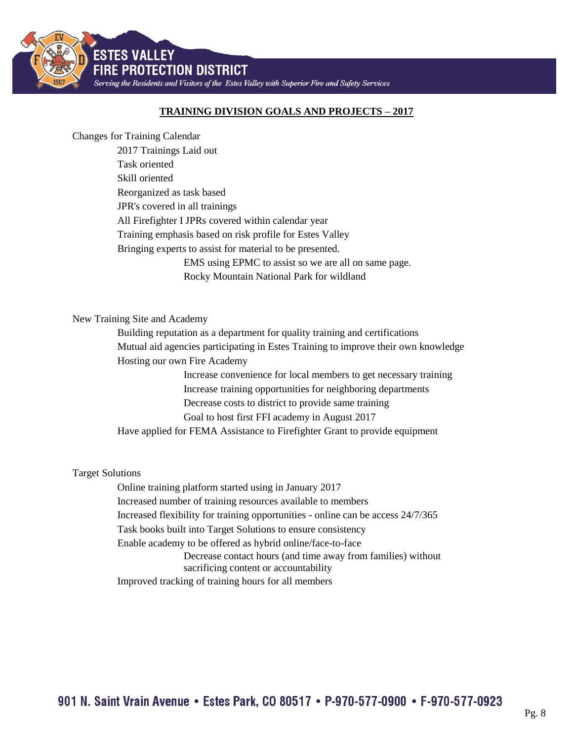## TRAINING DIVISION GOALS AND PROJECTS – 2017

Changes for Training Calendar

- 2017 Trainings Laid out
- Task oriented
- Skill oriented
- Reorganized as task based
- JPR's covered in all trainings
- All Firefighter I JPRs covered within calendar year
- Training emphasis based on risk profile for Estes Valley
- Bringing experts to assist for material to be presented.
  - EMS using EPMC to assist so we are all on same page.
  - Rocky Mountain National Park for wildland

New Training Site and Academy

- Building reputation as a department for quality training and certifications
- Mutual aid agencies participating in Estes Training to improve their own knowledge
- Hosting our own Fire Academy
  - Increase convenience for local members to get necessary training
  - Increase training opportunities for neighboring departments
  - Decrease costs to district to provide same training
  - Goal to host first FFI academy in August 2017
- Have applied for FEMA Assistance to Firefighter Grant to provide equipment

Target Solutions

- Online training platform started using in January 2017
- Increased number of training resources available to members
- Increased flexibility for training opportunities - online can be access 24/7/365
- Task books built into Target Solutions to ensure consistency
- Enable academy to be offered as hybrid online/face-to-face
  - Decrease contact hours (and time away from families) without sacrificing content or accountability
- Improved tracking of training hours for all members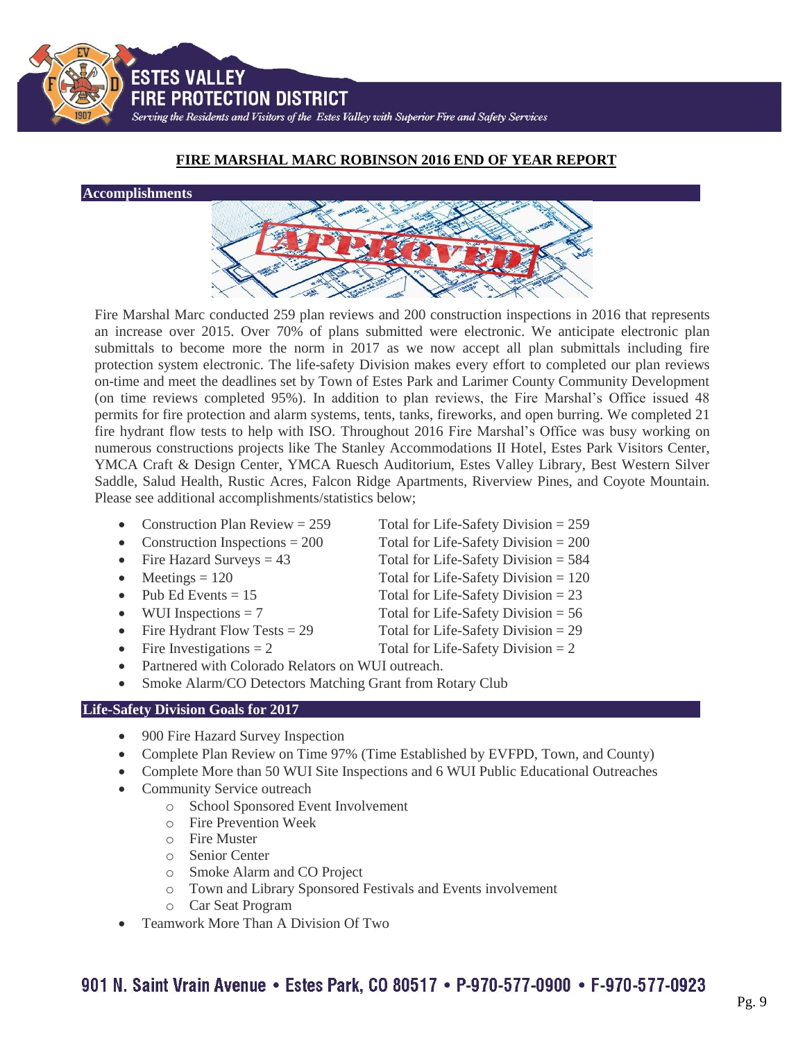## FIRE MARSHAL MARC ROBINSON 2016 END OF YEAR REPORT

### Accomplishments

Fire Marshal Marc conducted 259 plan reviews and 200 construction inspections in 2016 that represents an increase over 2015. Over 70% of plans submitted were electronic. We anticipate electronic plan submittals to become more the norm in 2017 as we now accept all plan submittals including fire protection system electronic. The life-safety Division makes every effort to completed our plan reviews on-time and meet the deadlines set by Town of Estes Park and Larimer County Community Development (on time reviews completed 95%). In addition to plan reviews, the Fire Marshal's Office issued 48 permits for fire protection and alarm systems, tents, tanks, fireworks, and open burring. We completed 21 fire hydrant flow tests to help with ISO. Throughout 2016 Fire Marshal's Office was busy working on numerous constructions projects like The Stanley Accommodations II Hotel, Estes Park Visitors Center, YMCA Craft & Design Center, YMCA Ruesch Auditorium, Estes Valley Library, Best Western Silver Saddle, Salud Health, Rustic Acres, Falcon Ridge Apartments, Riverview Pines, and Coyote Mountain. Please see additional accomplishments/statistics below;

- Construction Plan Review = 259 — Total for Life-Safety Division = 259
- Construction Inspections = 200 — Total for Life-Safety Division = 200
- Fire Hazard Surveys = 43 — Total for Life-Safety Division = 584
- Meetings = 120 — Total for Life-Safety Division = 120
- Pub Ed Events = 15 — Total for Life-Safety Division = 23
- WUI Inspections = 7 — Total for Life-Safety Division = 56
- Fire Hydrant Flow Tests = 29 — Total for Life-Safety Division = 29
- Fire Investigations = 2 — Total for Life-Safety Division = 2
- Partnered with Colorado Relators on WUI outreach.
- Smoke Alarm/CO Detectors Matching Grant from Rotary Club

### Life-Safety Division Goals for 2017

- 900 Fire Hazard Survey Inspection
- Complete Plan Review on Time 97% (Time Established by EVFPD, Town, and County)
- Complete More than 50 WUI Site Inspections and 6 WUI Public Educational Outreaches
- Community Service outreach
  - School Sponsored Event Involvement
  - Fire Prevention Week
  - Fire Muster
  - Senior Center
  - Smoke Alarm and CO Project
  - Town and Library Sponsored Festivals and Events involvement
  - Car Seat Program
- Teamwork More Than A Division Of Two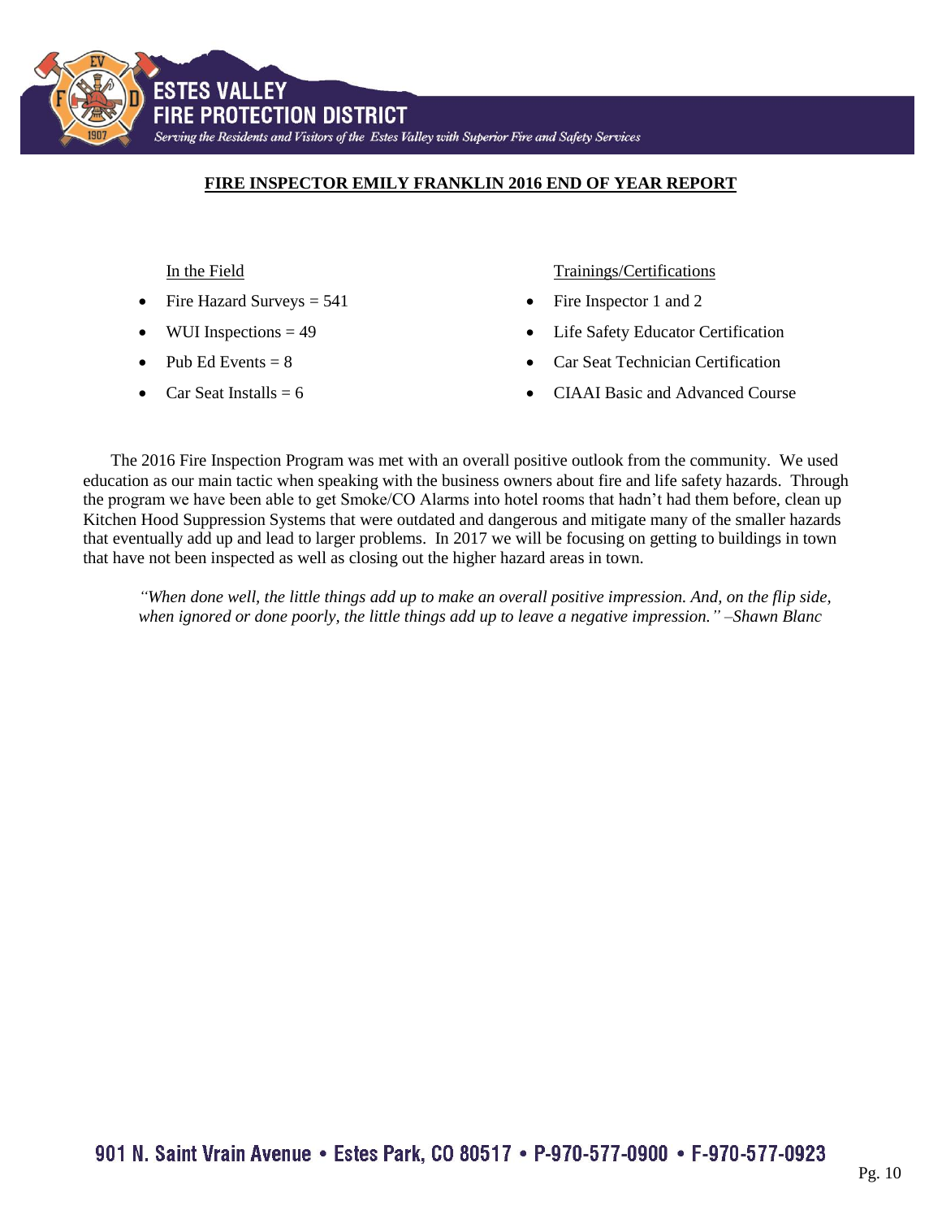# FIRE INSPECTOR EMILY FRANKLIN 2016 END OF YEAR REPORT

In the Field

- Fire Hazard Surveys = 541
- WUI Inspections = 49
- Pub Ed Events = 8
- Car Seat Installs = 6

Trainings/Certifications

- Fire Inspector 1 and 2
- Life Safety Educator Certification
- Car Seat Technician Certification
- CIAAI Basic and Advanced Course

The 2016 Fire Inspection Program was met with an overall positive outlook from the community. We used education as our main tactic when speaking with the business owners about fire and life safety hazards. Through the program we have been able to get Smoke/CO Alarms into hotel rooms that hadn't had them before, clean up Kitchen Hood Suppression Systems that were outdated and dangerous and mitigate many of the smaller hazards that eventually add up and lead to larger problems. In 2017 we will be focusing on getting to buildings in town that have not been inspected as well as closing out the higher hazard areas in town.

*"When done well, the little things add up to make an overall positive impression. And, on the flip side, when ignored or done poorly, the little things add up to leave a negative impression." –Shawn Blanc*